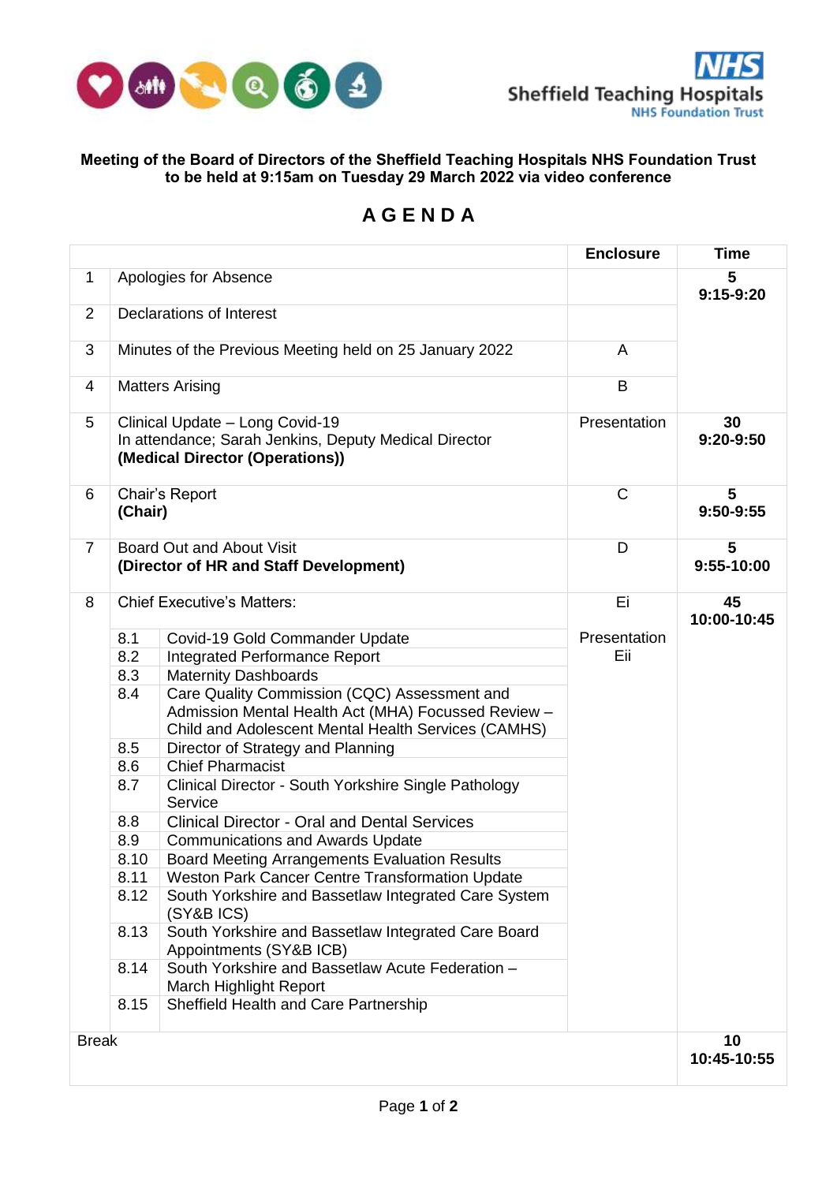**Meeting of the Board of Directors of the Sheffield Teaching Hospitals NHS Foundation Trust to be held at 9:15am on Tuesday 29 March 2022 via video conference**

# A G E N D A

| | | Enclosure | Time |
|---|---|---|---|
| 1 | Apologies for Absence | | **5**<br>**9:15-9:20** |
| 2 | Declarations of Interest | | |
| 3 | Minutes of the Previous Meeting held on 25 January 2022 | A | |
| 4 | Matters Arising | B | |
| 5 | Clinical Update – Long Covid-19<br>In attendance; Sarah Jenkins, Deputy Medical Director<br>**(Medical Director (Operations))** | Presentation | **30**<br>**9:20-9:50** |
| 6 | Chair's Report<br>**(Chair)** | C | **5**<br>**9:50-9:55** |
| 7 | Board Out and About Visit<br>**(Director of HR and Staff Development)** | D | **5**<br>**9:55-10:00** |
| 8 | Chief Executive's Matters: | Ei | **45**<br>**10:00-10:45** |
| | 8.1 Covid-19 Gold Commander Update | Presentation | |
| | 8.2 Integrated Performance Report | Eii | |
| | 8.3 Maternity Dashboards | | |
| | 8.4 Care Quality Commission (CQC) Assessment and Admission Mental Health Act (MHA) Focussed Review – Child and Adolescent Mental Health Services (CAMHS) | | |
| | 8.5 Director of Strategy and Planning | | |
| | 8.6 Chief Pharmacist | | |
| | 8.7 Clinical Director - South Yorkshire Single Pathology Service | | |
| | 8.8 Clinical Director - Oral and Dental Services | | |
| | 8.9 Communications and Awards Update | | |
| | 8.10 Board Meeting Arrangements Evaluation Results | | |
| | 8.11 Weston Park Cancer Centre Transformation Update | | |
| | 8.12 South Yorkshire and Bassetlaw Integrated Care System (SY&B ICS) | | |
| | 8.13 South Yorkshire and Bassetlaw Integrated Care Board Appointments (SY&B ICB) | | |
| | 8.14 South Yorkshire and Bassetlaw Acute Federation – March Highlight Report | | |
| | 8.15 Sheffield Health and Care Partnership | | |
| Break | | | **10**<br>**10:45-10:55** |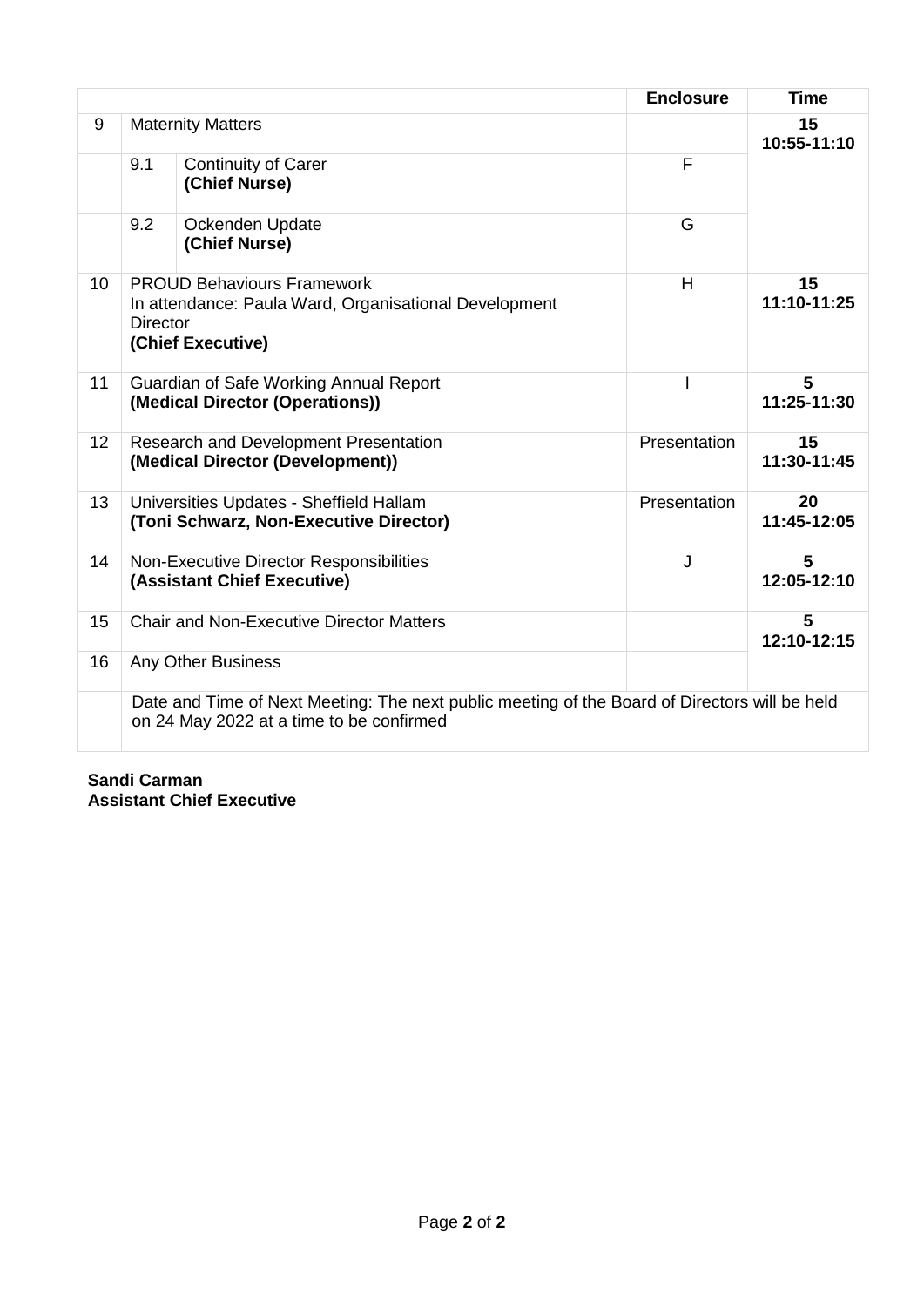| | | | Enclosure | Time |
|---|---|---|---|---|
| 9 | Maternity Matters | | | **15**<br>**10:55-11:10** |
| | 9.1 | Continuity of Carer<br>**(Chief Nurse)** | F | |
| | 9.2 | Ockenden Update<br>**(Chief Nurse)** | G | |
| 10 | PROUD Behaviours Framework<br>In attendance: Paula Ward, Organisational Development Director<br>**(Chief Executive)** | | H | **15**<br>**11:10-11:25** |
| 11 | Guardian of Safe Working Annual Report<br>**(Medical Director (Operations))** | | I | **5**<br>**11:25-11:30** |
| 12 | Research and Development Presentation<br>**(Medical Director (Development))** | | Presentation | **15**<br>**11:30-11:45** |
| 13 | Universities Updates - Sheffield Hallam<br>**(Toni Schwarz, Non-Executive Director)** | | Presentation | **20**<br>**11:45-12:05** |
| 14 | Non-Executive Director Responsibilities<br>**(Assistant Chief Executive)** | | J | **5**<br>**12:05-12:10** |
| 15 | Chair and Non-Executive Director Matters | | | **5**<br>**12:10-12:15** |
| 16 | Any Other Business | | | |
| | Date and Time of Next Meeting: The next public meeting of the Board of Directors will be held on 24 May 2022 at a time to be confirmed | | | |

**Sandi Carman**
**Assistant Chief Executive**